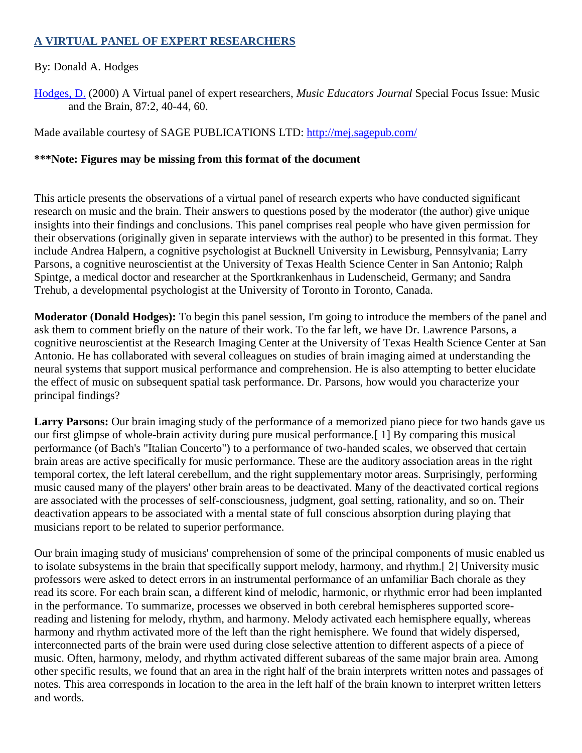# A VIRTUAL PANEL OF EXPERT RESEARCHERS

By: Donald A. Hodges

Hodges, D. (2000) A Virtual panel of expert researchers, *Music Educators Journal* Special Focus Issue: Music and the Brain, 87:2, 40-44, 60.

Made available courtesy of SAGE PUBLICATIONS LTD: http://mej.sagepub.com/

**\*\*\*Note: Figures may be missing from this format of the document**

This article presents the observations of a virtual panel of research experts who have conducted significant research on music and the brain. Their answers to questions posed by the moderator (the author) give unique insights into their findings and conclusions. This panel comprises real people who have given permission for their observations (originally given in separate interviews with the author) to be presented in this format. They include Andrea Halpern, a cognitive psychologist at Bucknell University in Lewisburg, Pennsylvania; Larry Parsons, a cognitive neuroscientist at the University of Texas Health Science Center in San Antonio; Ralph Spintge, a medical doctor and researcher at the Sportkrankenhaus in Ludenscheid, Germany; and Sandra Trehub, a developmental psychologist at the University of Toronto in Toronto, Canada.

**Moderator (Donald Hodges):** To begin this panel session, I'm going to introduce the members of the panel and ask them to comment briefly on the nature of their work. To the far left, we have Dr. Lawrence Parsons, a cognitive neuroscientist at the Research Imaging Center at the University of Texas Health Science Center at San Antonio. He has collaborated with several colleagues on studies of brain imaging aimed at understanding the neural systems that support musical performance and comprehension. He is also attempting to better elucidate the effect of music on subsequent spatial task performance. Dr. Parsons, how would you characterize your principal findings?

**Larry Parsons:** Our brain imaging study of the performance of a memorized piano piece for two hands gave us our first glimpse of whole-brain activity during pure musical performance.[1] By comparing this musical performance (of Bach's "Italian Concerto") to a performance of two-handed scales, we observed that certain brain areas are active specifically for music performance. These are the auditory association areas in the right temporal cortex, the left lateral cerebellum, and the right supplementary motor areas. Surprisingly, performing music caused many of the players' other brain areas to be deactivated. Many of the deactivated cortical regions are associated with the processes of self-consciousness, judgment, goal setting, rationality, and so on. Their deactivation appears to be associated with a mental state of full conscious absorption during playing that musicians report to be related to superior performance.

Our brain imaging study of musicians' comprehension of some of the principal components of music enabled us to isolate subsystems in the brain that specifically support melody, harmony, and rhythm.[2] University music professors were asked to detect errors in an instrumental performance of an unfamiliar Bach chorale as they read its score. For each brain scan, a different kind of melodic, harmonic, or rhythmic error had been implanted in the performance. To summarize, processes we observed in both cerebral hemispheres supported score-reading and listening for melody, rhythm, and harmony. Melody activated each hemisphere equally, whereas harmony and rhythm activated more of the left than the right hemisphere. We found that widely dispersed, interconnected parts of the brain were used during close selective attention to different aspects of a piece of music. Often, harmony, melody, and rhythm activated different subareas of the same major brain area. Among other specific results, we found that an area in the right half of the brain interprets written notes and passages of notes. This area corresponds in location to the area in the left half of the brain known to interpret written letters and words.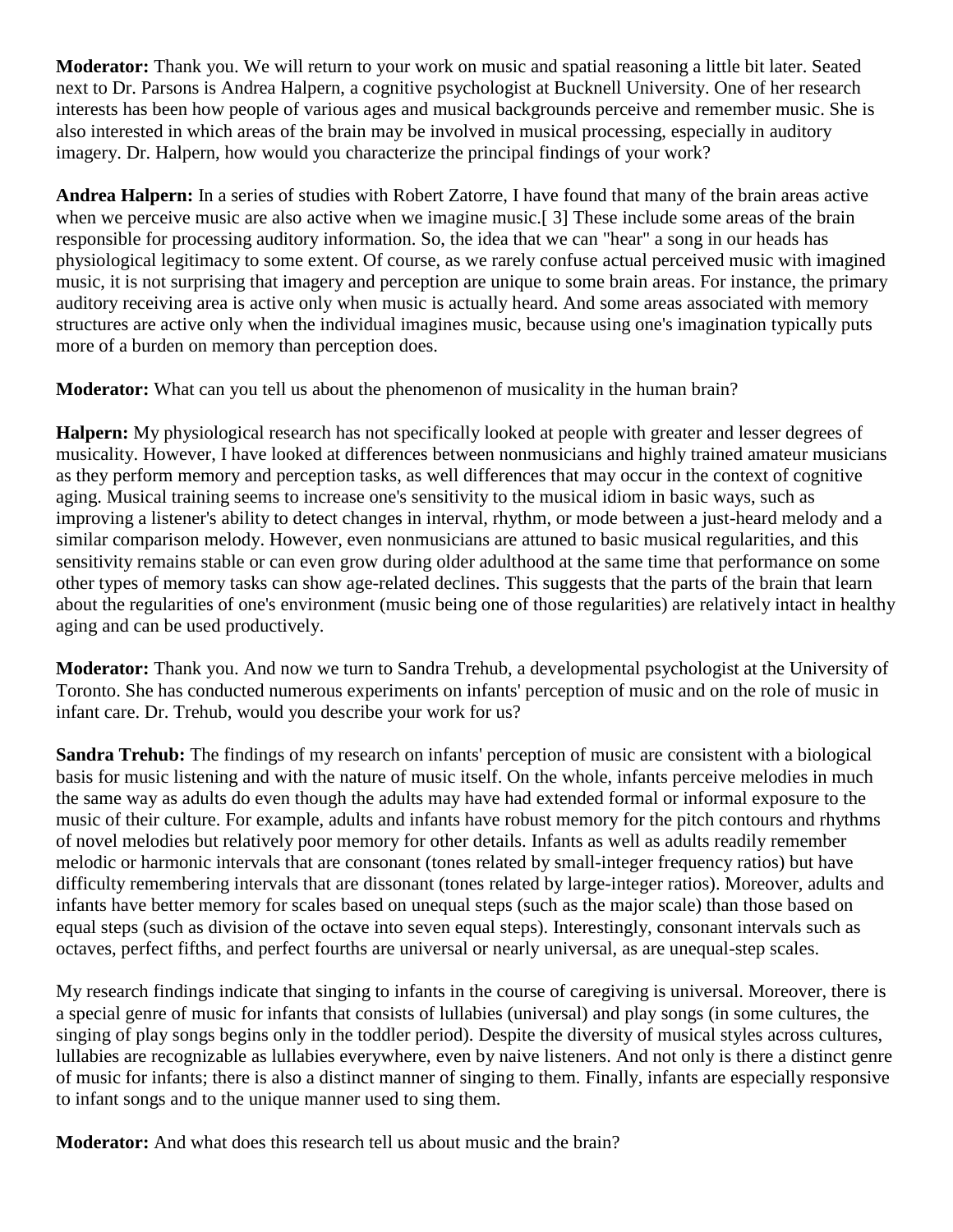**Moderator:** Thank you. We will return to your work on music and spatial reasoning a little bit later. Seated next to Dr. Parsons is Andrea Halpern, a cognitive psychologist at Bucknell University. One of her research interests has been how people of various ages and musical backgrounds perceive and remember music. She is also interested in which areas of the brain may be involved in musical processing, especially in auditory imagery. Dr. Halpern, how would you characterize the principal findings of your work?

**Andrea Halpern:** In a series of studies with Robert Zatorre, I have found that many of the brain areas active when we perceive music are also active when we imagine music.[ 3] These include some areas of the brain responsible for processing auditory information. So, the idea that we can "hear" a song in our heads has physiological legitimacy to some extent. Of course, as we rarely confuse actual perceived music with imagined music, it is not surprising that imagery and perception are unique to some brain areas. For instance, the primary auditory receiving area is active only when music is actually heard. And some areas associated with memory structures are active only when the individual imagines music, because using one's imagination typically puts more of a burden on memory than perception does.

**Moderator:** What can you tell us about the phenomenon of musicality in the human brain?

**Halpern:** My physiological research has not specifically looked at people with greater and lesser degrees of musicality. However, I have looked at differences between nonmusicians and highly trained amateur musicians as they perform memory and perception tasks, as well differences that may occur in the context of cognitive aging. Musical training seems to increase one's sensitivity to the musical idiom in basic ways, such as improving a listener's ability to detect changes in interval, rhythm, or mode between a just-heard melody and a similar comparison melody. However, even nonmusicians are attuned to basic musical regularities, and this sensitivity remains stable or can even grow during older adulthood at the same time that performance on some other types of memory tasks can show age-related declines. This suggests that the parts of the brain that learn about the regularities of one's environment (music being one of those regularities) are relatively intact in healthy aging and can be used productively.

**Moderator:** Thank you. And now we turn to Sandra Trehub, a developmental psychologist at the University of Toronto. She has conducted numerous experiments on infants' perception of music and on the role of music in infant care. Dr. Trehub, would you describe your work for us?

**Sandra Trehub:** The findings of my research on infants' perception of music are consistent with a biological basis for music listening and with the nature of music itself. On the whole, infants perceive melodies in much the same way as adults do even though the adults may have had extended formal or informal exposure to the music of their culture. For example, adults and infants have robust memory for the pitch contours and rhythms of novel melodies but relatively poor memory for other details. Infants as well as adults readily remember melodic or harmonic intervals that are consonant (tones related by small-integer frequency ratios) but have difficulty remembering intervals that are dissonant (tones related by large-integer ratios). Moreover, adults and infants have better memory for scales based on unequal steps (such as the major scale) than those based on equal steps (such as division of the octave into seven equal steps). Interestingly, consonant intervals such as octaves, perfect fifths, and perfect fourths are universal or nearly universal, as are unequal-step scales.

My research findings indicate that singing to infants in the course of caregiving is universal. Moreover, there is a special genre of music for infants that consists of lullabies (universal) and play songs (in some cultures, the singing of play songs begins only in the toddler period). Despite the diversity of musical styles across cultures, lullabies are recognizable as lullabies everywhere, even by naive listeners. And not only is there a distinct genre of music for infants; there is also a distinct manner of singing to them. Finally, infants are especially responsive to infant songs and to the unique manner used to sing them.

**Moderator:** And what does this research tell us about music and the brain?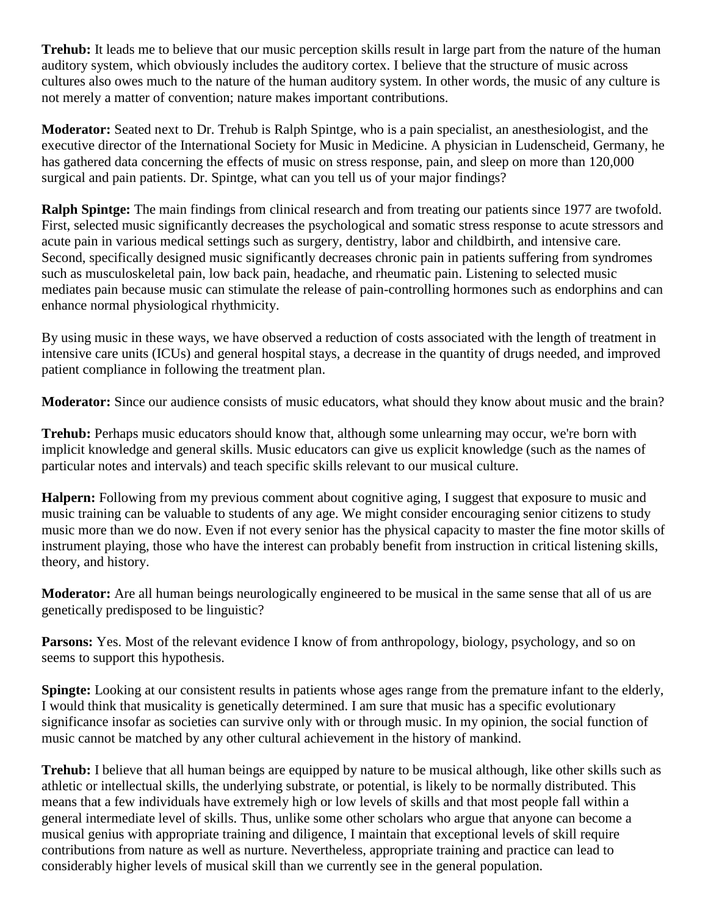**Trehub:** It leads me to believe that our music perception skills result in large part from the nature of the human auditory system, which obviously includes the auditory cortex. I believe that the structure of music across cultures also owes much to the nature of the human auditory system. In other words, the music of any culture is not merely a matter of convention; nature makes important contributions.

**Moderator:** Seated next to Dr. Trehub is Ralph Spintge, who is a pain specialist, an anesthesiologist, and the executive director of the International Society for Music in Medicine. A physician in Ludenscheid, Germany, he has gathered data concerning the effects of music on stress response, pain, and sleep on more than 120,000 surgical and pain patients. Dr. Spintge, what can you tell us of your major findings?

**Ralph Spintge:** The main findings from clinical research and from treating our patients since 1977 are twofold. First, selected music significantly decreases the psychological and somatic stress response to acute stressors and acute pain in various medical settings such as surgery, dentistry, labor and childbirth, and intensive care. Second, specifically designed music significantly decreases chronic pain in patients suffering from syndromes such as musculoskeletal pain, low back pain, headache, and rheumatic pain. Listening to selected music mediates pain because music can stimulate the release of pain-controlling hormones such as endorphins and can enhance normal physiological rhythmicity.

By using music in these ways, we have observed a reduction of costs associated with the length of treatment in intensive care units (ICUs) and general hospital stays, a decrease in the quantity of drugs needed, and improved patient compliance in following the treatment plan.

**Moderator:** Since our audience consists of music educators, what should they know about music and the brain?

**Trehub:** Perhaps music educators should know that, although some unlearning may occur, we're born with implicit knowledge and general skills. Music educators can give us explicit knowledge (such as the names of particular notes and intervals) and teach specific skills relevant to our musical culture.

**Halpern:** Following from my previous comment about cognitive aging, I suggest that exposure to music and music training can be valuable to students of any age. We might consider encouraging senior citizens to study music more than we do now. Even if not every senior has the physical capacity to master the fine motor skills of instrument playing, those who have the interest can probably benefit from instruction in critical listening skills, theory, and history.

**Moderator:** Are all human beings neurologically engineered to be musical in the same sense that all of us are genetically predisposed to be linguistic?

**Parsons:** Yes. Most of the relevant evidence I know of from anthropology, biology, psychology, and so on seems to support this hypothesis.

**Spingte:** Looking at our consistent results in patients whose ages range from the premature infant to the elderly, I would think that musicality is genetically determined. I am sure that music has a specific evolutionary significance insofar as societies can survive only with or through music. In my opinion, the social function of music cannot be matched by any other cultural achievement in the history of mankind.

**Trehub:** I believe that all human beings are equipped by nature to be musical although, like other skills such as athletic or intellectual skills, the underlying substrate, or potential, is likely to be normally distributed. This means that a few individuals have extremely high or low levels of skills and that most people fall within a general intermediate level of skills. Thus, unlike some other scholars who argue that anyone can become a musical genius with appropriate training and diligence, I maintain that exceptional levels of skill require contributions from nature as well as nurture. Nevertheless, appropriate training and practice can lead to considerably higher levels of musical skill than we currently see in the general population.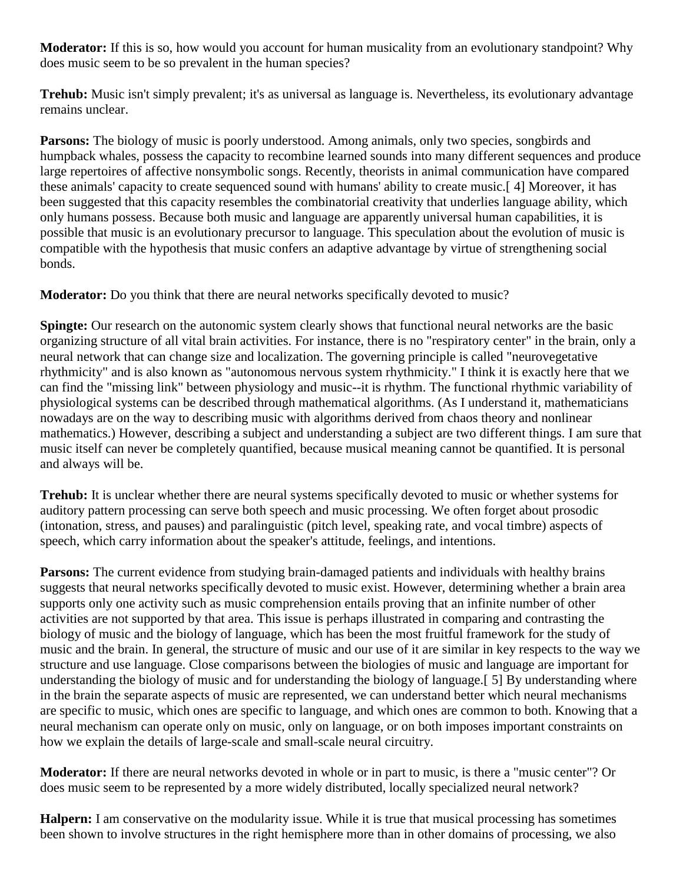**Moderator:** If this is so, how would you account for human musicality from an evolutionary standpoint? Why does music seem to be so prevalent in the human species?

**Trehub:** Music isn't simply prevalent; it's as universal as language is. Nevertheless, its evolutionary advantage remains unclear.

**Parsons:** The biology of music is poorly understood. Among animals, only two species, songbirds and humpback whales, possess the capacity to recombine learned sounds into many different sequences and produce large repertoires of affective nonsymbolic songs. Recently, theorists in animal communication have compared these animals' capacity to create sequenced sound with humans' ability to create music.[ 4] Moreover, it has been suggested that this capacity resembles the combinatorial creativity that underlies language ability, which only humans possess. Because both music and language are apparently universal human capabilities, it is possible that music is an evolutionary precursor to language. This speculation about the evolution of music is compatible with the hypothesis that music confers an adaptive advantage by virtue of strengthening social bonds.

**Moderator:** Do you think that there are neural networks specifically devoted to music?

**Spingte:** Our research on the autonomic system clearly shows that functional neural networks are the basic organizing structure of all vital brain activities. For instance, there is no "respiratory center" in the brain, only a neural network that can change size and localization. The governing principle is called "neurovegetative rhythmicity" and is also known as "autonomous nervous system rhythmicity." I think it is exactly here that we can find the "missing link" between physiology and music--it is rhythm. The functional rhythmic variability of physiological systems can be described through mathematical algorithms. (As I understand it, mathematicians nowadays are on the way to describing music with algorithms derived from chaos theory and nonlinear mathematics.) However, describing a subject and understanding a subject are two different things. I am sure that music itself can never be completely quantified, because musical meaning cannot be quantified. It is personal and always will be.

**Trehub:** It is unclear whether there are neural systems specifically devoted to music or whether systems for auditory pattern processing can serve both speech and music processing. We often forget about prosodic (intonation, stress, and pauses) and paralinguistic (pitch level, speaking rate, and vocal timbre) aspects of speech, which carry information about the speaker's attitude, feelings, and intentions.

**Parsons:** The current evidence from studying brain-damaged patients and individuals with healthy brains suggests that neural networks specifically devoted to music exist. However, determining whether a brain area supports only one activity such as music comprehension entails proving that an infinite number of other activities are not supported by that area. This issue is perhaps illustrated in comparing and contrasting the biology of music and the biology of language, which has been the most fruitful framework for the study of music and the brain. In general, the structure of music and our use of it are similar in key respects to the way we structure and use language. Close comparisons between the biologies of music and language are important for understanding the biology of music and for understanding the biology of language.[ 5] By understanding where in the brain the separate aspects of music are represented, we can understand better which neural mechanisms are specific to music, which ones are specific to language, and which ones are common to both. Knowing that a neural mechanism can operate only on music, only on language, or on both imposes important constraints on how we explain the details of large-scale and small-scale neural circuitry.

**Moderator:** If there are neural networks devoted in whole or in part to music, is there a "music center"? Or does music seem to be represented by a more widely distributed, locally specialized neural network?

**Halpern:** I am conservative on the modularity issue. While it is true that musical processing has sometimes been shown to involve structures in the right hemisphere more than in other domains of processing, we also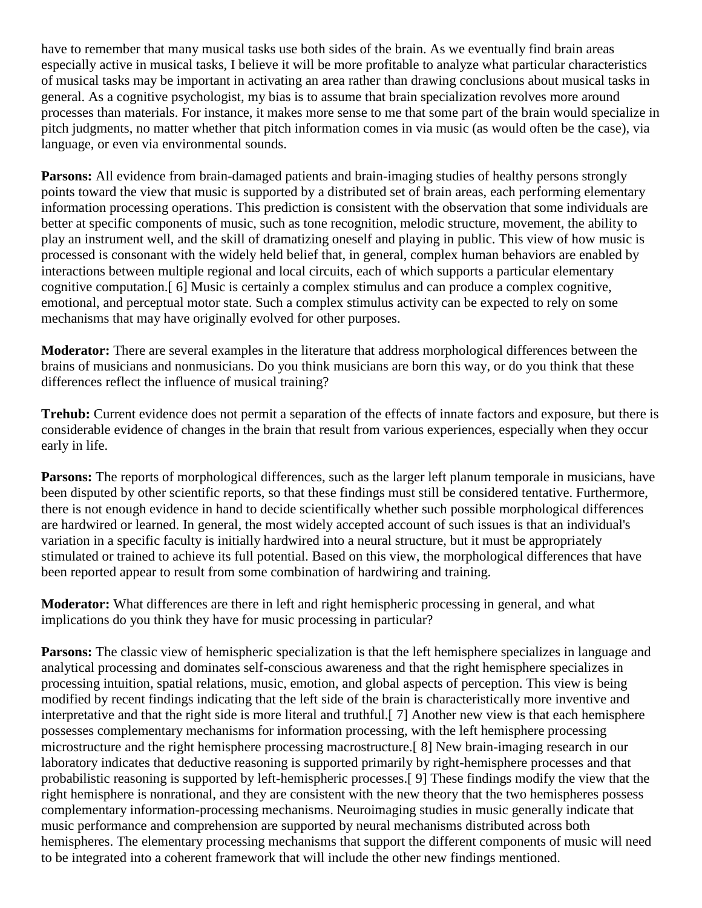have to remember that many musical tasks use both sides of the brain. As we eventually find brain areas especially active in musical tasks, I believe it will be more profitable to analyze what particular characteristics of musical tasks may be important in activating an area rather than drawing conclusions about musical tasks in general. As a cognitive psychologist, my bias is to assume that brain specialization revolves more around processes than materials. For instance, it makes more sense to me that some part of the brain would specialize in pitch judgments, no matter whether that pitch information comes in via music (as would often be the case), via language, or even via environmental sounds.

**Parsons:** All evidence from brain-damaged patients and brain-imaging studies of healthy persons strongly points toward the view that music is supported by a distributed set of brain areas, each performing elementary information processing operations. This prediction is consistent with the observation that some individuals are better at specific components of music, such as tone recognition, melodic structure, movement, the ability to play an instrument well, and the skill of dramatizing oneself and playing in public. This view of how music is processed is consonant with the widely held belief that, in general, complex human behaviors are enabled by interactions between multiple regional and local circuits, each of which supports a particular elementary cognitive computation.[6] Music is certainly a complex stimulus and can produce a complex cognitive, emotional, and perceptual motor state. Such a complex stimulus activity can be expected to rely on some mechanisms that may have originally evolved for other purposes.

**Moderator:** There are several examples in the literature that address morphological differences between the brains of musicians and nonmusicians. Do you think musicians are born this way, or do you think that these differences reflect the influence of musical training?

**Trehub:** Current evidence does not permit a separation of the effects of innate factors and exposure, but there is considerable evidence of changes in the brain that result from various experiences, especially when they occur early in life.

**Parsons:** The reports of morphological differences, such as the larger left planum temporale in musicians, have been disputed by other scientific reports, so that these findings must still be considered tentative. Furthermore, there is not enough evidence in hand to decide scientifically whether such possible morphological differences are hardwired or learned. In general, the most widely accepted account of such issues is that an individual's variation in a specific faculty is initially hardwired into a neural structure, but it must be appropriately stimulated or trained to achieve its full potential. Based on this view, the morphological differences that have been reported appear to result from some combination of hardwiring and training.

**Moderator:** What differences are there in left and right hemispheric processing in general, and what implications do you think they have for music processing in particular?

**Parsons:** The classic view of hemispheric specialization is that the left hemisphere specializes in language and analytical processing and dominates self-conscious awareness and that the right hemisphere specializes in processing intuition, spatial relations, music, emotion, and global aspects of perception. This view is being modified by recent findings indicating that the left side of the brain is characteristically more inventive and interpretative and that the right side is more literal and truthful.[7] Another new view is that each hemisphere possesses complementary mechanisms for information processing, with the left hemisphere processing microstructure and the right hemisphere processing macrostructure.[8] New brain-imaging research in our laboratory indicates that deductive reasoning is supported primarily by right-hemisphere processes and that probabilistic reasoning is supported by left-hemispheric processes.[9] These findings modify the view that the right hemisphere is nonrational, and they are consistent with the new theory that the two hemispheres possess complementary information-processing mechanisms. Neuroimaging studies in music generally indicate that music performance and comprehension are supported by neural mechanisms distributed across both hemispheres. The elementary processing mechanisms that support the different components of music will need to be integrated into a coherent framework that will include the other new findings mentioned.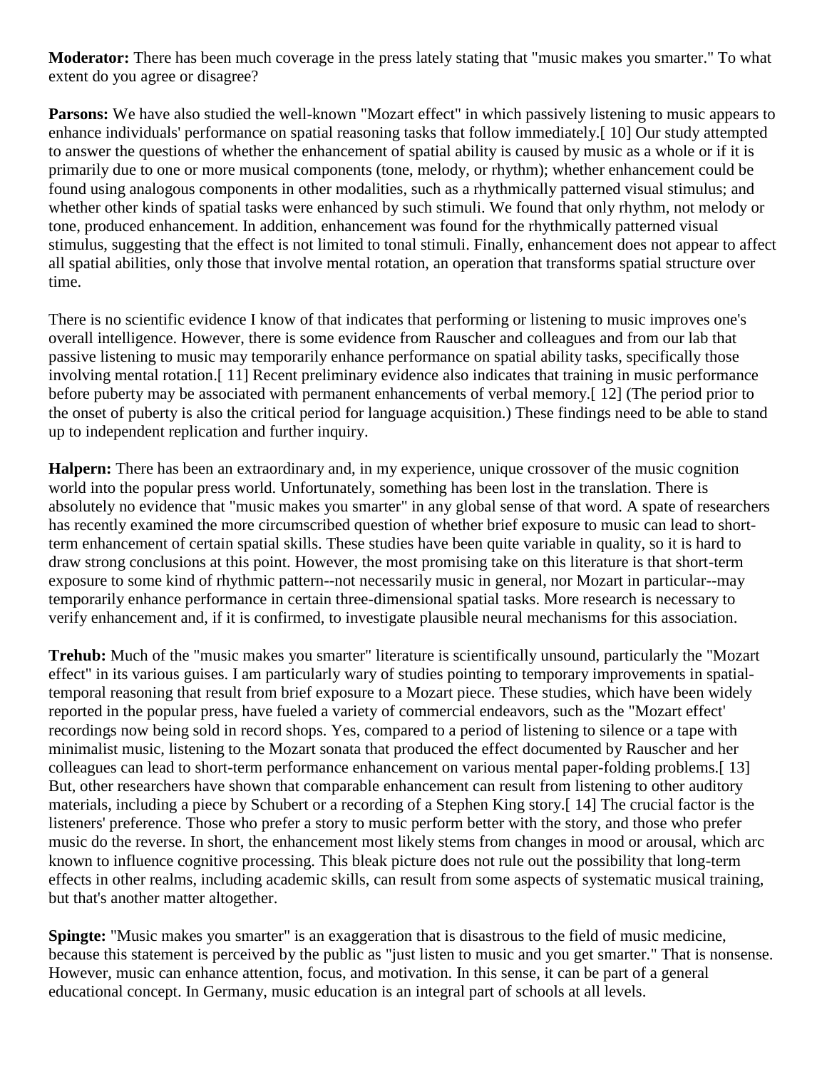**Moderator:** There has been much coverage in the press lately stating that "music makes you smarter." To what extent do you agree or disagree?

**Parsons:** We have also studied the well-known "Mozart effect" in which passively listening to music appears to enhance individuals' performance on spatial reasoning tasks that follow immediately.[ 10] Our study attempted to answer the questions of whether the enhancement of spatial ability is caused by music as a whole or if it is primarily due to one or more musical components (tone, melody, or rhythm); whether enhancement could be found using analogous components in other modalities, such as a rhythmically patterned visual stimulus; and whether other kinds of spatial tasks were enhanced by such stimuli. We found that only rhythm, not melody or tone, produced enhancement. In addition, enhancement was found for the rhythmically patterned visual stimulus, suggesting that the effect is not limited to tonal stimuli. Finally, enhancement does not appear to affect all spatial abilities, only those that involve mental rotation, an operation that transforms spatial structure over time.

There is no scientific evidence I know of that indicates that performing or listening to music improves one's overall intelligence. However, there is some evidence from Rauscher and colleagues and from our lab that passive listening to music may temporarily enhance performance on spatial ability tasks, specifically those involving mental rotation.[ 11] Recent preliminary evidence also indicates that training in music performance before puberty may be associated with permanent enhancements of verbal memory.[ 12] (The period prior to the onset of puberty is also the critical period for language acquisition.) These findings need to be able to stand up to independent replication and further inquiry.

**Halpern:** There has been an extraordinary and, in my experience, unique crossover of the music cognition world into the popular press world. Unfortunately, something has been lost in the translation. There is absolutely no evidence that "music makes you smarter" in any global sense of that word. A spate of researchers has recently examined the more circumscribed question of whether brief exposure to music can lead to short-term enhancement of certain spatial skills. These studies have been quite variable in quality, so it is hard to draw strong conclusions at this point. However, the most promising take on this literature is that short-term exposure to some kind of rhythmic pattern--not necessarily music in general, nor Mozart in particular--may temporarily enhance performance in certain three-dimensional spatial tasks. More research is necessary to verify enhancement and, if it is confirmed, to investigate plausible neural mechanisms for this association.

**Trehub:** Much of the "music makes you smarter" literature is scientifically unsound, particularly the "Mozart effect" in its various guises. I am particularly wary of studies pointing to temporary improvements in spatial-temporal reasoning that result from brief exposure to a Mozart piece. These studies, which have been widely reported in the popular press, have fueled a variety of commercial endeavors, such as the "Mozart effect' recordings now being sold in record shops. Yes, compared to a period of listening to silence or a tape with minimalist music, listening to the Mozart sonata that produced the effect documented by Rauscher and her colleagues can lead to short-term performance enhancement on various mental paper-folding problems.[ 13] But, other researchers have shown that comparable enhancement can result from listening to other auditory materials, including a piece by Schubert or a recording of a Stephen King story.[ 14] The crucial factor is the listeners' preference. Those who prefer a story to music perform better with the story, and those who prefer music do the reverse. In short, the enhancement most likely stems from changes in mood or arousal, which arc known to influence cognitive processing. This bleak picture does not rule out the possibility that long-term effects in other realms, including academic skills, can result from some aspects of systematic musical training, but that's another matter altogether.

**Spingte:** "Music makes you smarter" is an exaggeration that is disastrous to the field of music medicine, because this statement is perceived by the public as "just listen to music and you get smarter." That is nonsense. However, music can enhance attention, focus, and motivation. In this sense, it can be part of a general educational concept. In Germany, music education is an integral part of schools at all levels.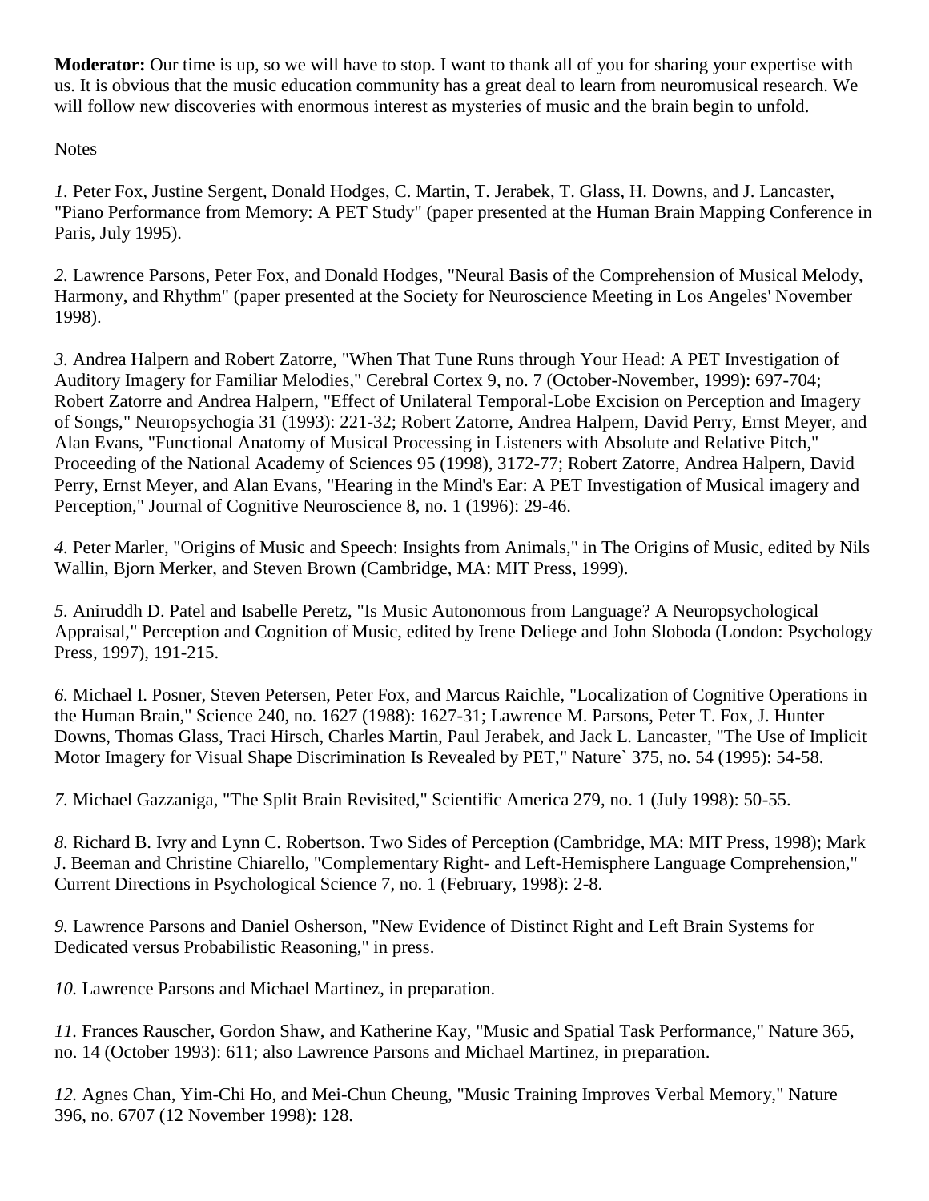**Moderator:** Our time is up, so we will have to stop. I want to thank all of you for sharing your expertise with us. It is obvious that the music education community has a great deal to learn from neuromusical research. We will follow new discoveries with enormous interest as mysteries of music and the brain begin to unfold.

Notes

*1.* Peter Fox, Justine Sergent, Donald Hodges, C. Martin, T. Jerabek, T. Glass, H. Downs, and J. Lancaster, "Piano Performance from Memory: A PET Study" (paper presented at the Human Brain Mapping Conference in Paris, July 1995).

*2.* Lawrence Parsons, Peter Fox, and Donald Hodges, "Neural Basis of the Comprehension of Musical Melody, Harmony, and Rhythm" (paper presented at the Society for Neuroscience Meeting in Los Angeles' November 1998).

*3.* Andrea Halpern and Robert Zatorre, "When That Tune Runs through Your Head: A PET Investigation of Auditory Imagery for Familiar Melodies," Cerebral Cortex 9, no. 7 (October-November, 1999): 697-704; Robert Zatorre and Andrea Halpern, "Effect of Unilateral Temporal-Lobe Excision on Perception and Imagery of Songs," Neuropsychogia 31 (1993): 221-32; Robert Zatorre, Andrea Halpern, David Perry, Ernst Meyer, and Alan Evans, "Functional Anatomy of Musical Processing in Listeners with Absolute and Relative Pitch," Proceeding of the National Academy of Sciences 95 (1998), 3172-77; Robert Zatorre, Andrea Halpern, David Perry, Ernst Meyer, and Alan Evans, "Hearing in the Mind's Ear: A PET Investigation of Musical imagery and Perception," Journal of Cognitive Neuroscience 8, no. 1 (1996): 29-46.

*4.* Peter Marler, "Origins of Music and Speech: Insights from Animals," in The Origins of Music, edited by Nils Wallin, Bjorn Merker, and Steven Brown (Cambridge, MA: MIT Press, 1999).

*5.* Aniruddh D. Patel and Isabelle Peretz, "Is Music Autonomous from Language? A Neuropsychological Appraisal," Perception and Cognition of Music, edited by Irene Deliege and John Sloboda (London: Psychology Press, 1997), 191-215.

*6.* Michael I. Posner, Steven Petersen, Peter Fox, and Marcus Raichle, "Localization of Cognitive Operations in the Human Brain," Science 240, no. 1627 (1988): 1627-31; Lawrence M. Parsons, Peter T. Fox, J. Hunter Downs, Thomas Glass, Traci Hirsch, Charles Martin, Paul Jerabek, and Jack L. Lancaster, "The Use of Implicit Motor Imagery for Visual Shape Discrimination Is Revealed by PET," Nature` 375, no. 54 (1995): 54-58.

*7.* Michael Gazzaniga, "The Split Brain Revisited," Scientific America 279, no. 1 (July 1998): 50-55.

*8.* Richard B. Ivry and Lynn C. Robertson. Two Sides of Perception (Cambridge, MA: MIT Press, 1998); Mark J. Beeman and Christine Chiarello, "Complementary Right- and Left-Hemisphere Language Comprehension," Current Directions in Psychological Science 7, no. 1 (February, 1998): 2-8.

*9.* Lawrence Parsons and Daniel Osherson, "New Evidence of Distinct Right and Left Brain Systems for Dedicated versus Probabilistic Reasoning," in press.

*10.* Lawrence Parsons and Michael Martinez, in preparation.

*11.* Frances Rauscher, Gordon Shaw, and Katherine Kay, "Music and Spatial Task Performance," Nature 365, no. 14 (October 1993): 611; also Lawrence Parsons and Michael Martinez, in preparation.

*12.* Agnes Chan, Yim-Chi Ho, and Mei-Chun Cheung, "Music Training Improves Verbal Memory," Nature 396, no. 6707 (12 November 1998): 128.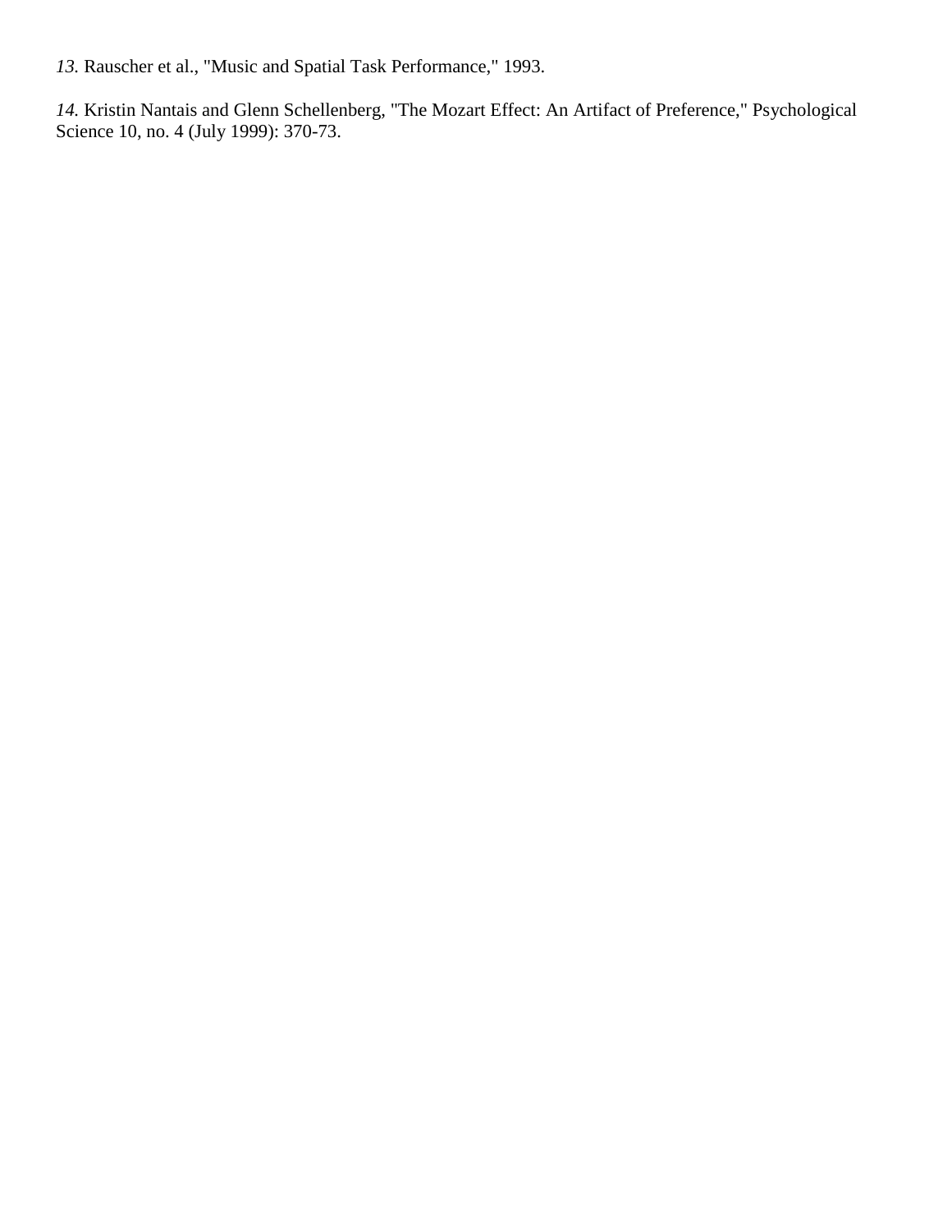*13.* Rauscher et al., "Music and Spatial Task Performance," 1993.

*14.* Kristin Nantais and Glenn Schellenberg, "The Mozart Effect: An Artifact of Preference," Psychological Science 10, no. 4 (July 1999): 370-73.